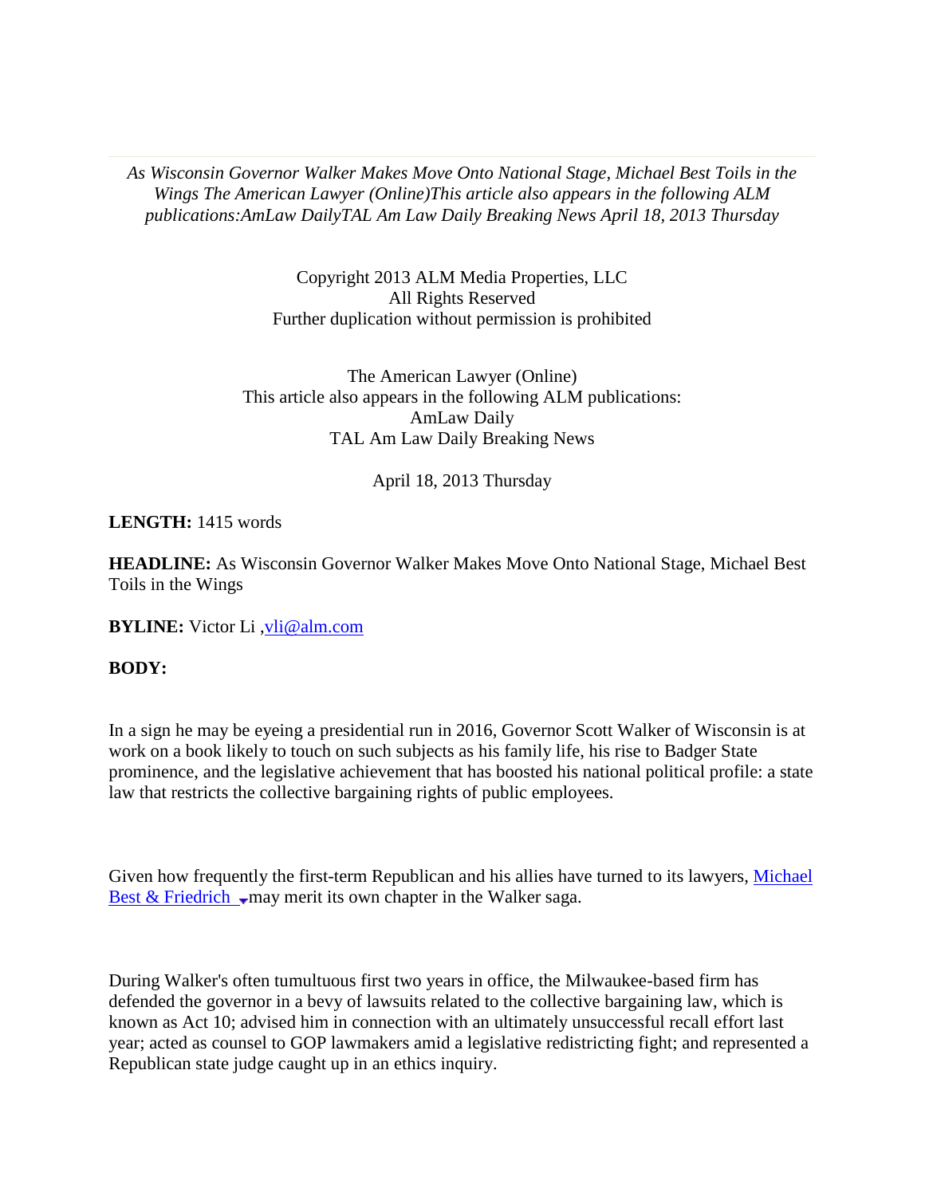*As Wisconsin Governor Walker Makes Move Onto National Stage, Michael Best Toils in the Wings The American Lawyer (Online)This article also appears in the following ALM publications:AmLaw DailyTAL Am Law Daily Breaking News April 18, 2013 Thursday*

Copyright 2013 ALM Media Properties, LLC
All Rights Reserved
Further duplication without permission is prohibited

The American Lawyer (Online)
This article also appears in the following ALM publications:
AmLaw Daily
TAL Am Law Daily Breaking News

April 18, 2013 Thursday

**LENGTH:** 1415 words

**HEADLINE:** As Wisconsin Governor Walker Makes Move Onto National Stage, Michael Best Toils in the Wings

**BYLINE:** Victor Li ,vli@alm.com

**BODY:**

In a sign he may be eyeing a presidential run in 2016, Governor Scott Walker of Wisconsin is at work on a book likely to touch on such subjects as his family life, his rise to Badger State prominence, and the legislative achievement that has boosted his national political profile: a state law that restricts the collective bargaining rights of public employees.

Given how frequently the first-term Republican and his allies have turned to its lawyers, Michael Best & Friedrich may merit its own chapter in the Walker saga.

During Walker's often tumultuous first two years in office, the Milwaukee-based firm has defended the governor in a bevy of lawsuits related to the collective bargaining law, which is known as Act 10; advised him in connection with an ultimately unsuccessful recall effort last year; acted as counsel to GOP lawmakers amid a legislative redistricting fight; and represented a Republican state judge caught up in an ethics inquiry.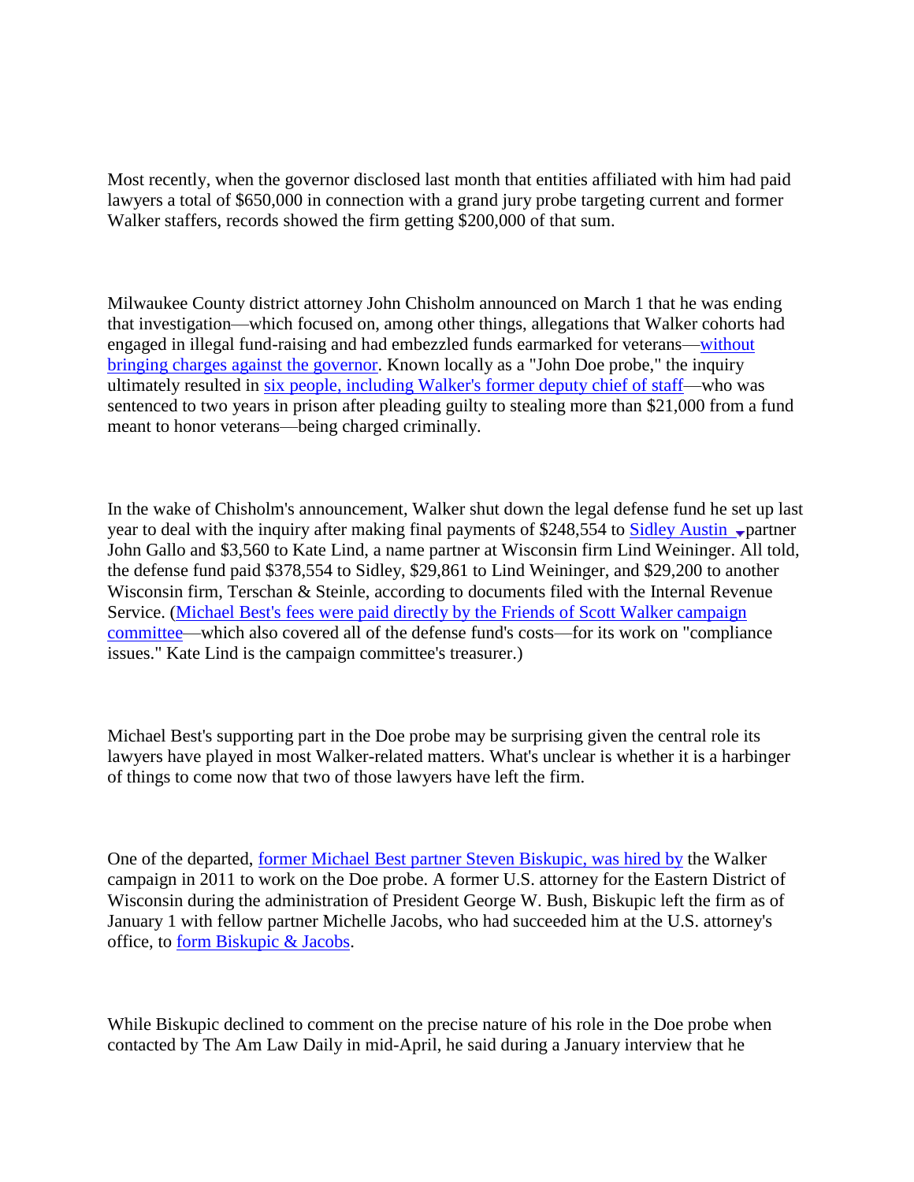Most recently, when the governor disclosed last month that entities affiliated with him had paid lawyers a total of $650,000 in connection with a grand jury probe targeting current and former Walker staffers, records showed the firm getting $200,000 of that sum.

Milwaukee County district attorney John Chisholm announced on March 1 that he was ending that investigation—which focused on, among other things, allegations that Walker cohorts had engaged in illegal fund-raising and had embezzled funds earmarked for veterans—without bringing charges against the governor. Known locally as a "John Doe probe," the inquiry ultimately resulted in six people, including Walker's former deputy chief of staff—who was sentenced to two years in prison after pleading guilty to stealing more than $21,000 from a fund meant to honor veterans—being charged criminally.

In the wake of Chisholm's announcement, Walker shut down the legal defense fund he set up last year to deal with the inquiry after making final payments of $248,554 to Sidley Austin partner John Gallo and $3,560 to Kate Lind, a name partner at Wisconsin firm Lind Weininger. All told, the defense fund paid $378,554 to Sidley, $29,861 to Lind Weininger, and $29,200 to another Wisconsin firm, Terschan & Steinle, according to documents filed with the Internal Revenue Service. (Michael Best's fees were paid directly by the Friends of Scott Walker campaign committee—which also covered all of the defense fund's costs—for its work on "compliance issues." Kate Lind is the campaign committee's treasurer.)

Michael Best's supporting part in the Doe probe may be surprising given the central role its lawyers have played in most Walker-related matters. What's unclear is whether it is a harbinger of things to come now that two of those lawyers have left the firm.

One of the departed, former Michael Best partner Steven Biskupic, was hired by the Walker campaign in 2011 to work on the Doe probe. A former U.S. attorney for the Eastern District of Wisconsin during the administration of President George W. Bush, Biskupic left the firm as of January 1 with fellow partner Michelle Jacobs, who had succeeded him at the U.S. attorney's office, to form Biskupic & Jacobs.

While Biskupic declined to comment on the precise nature of his role in the Doe probe when contacted by The Am Law Daily in mid-April, he said during a January interview that he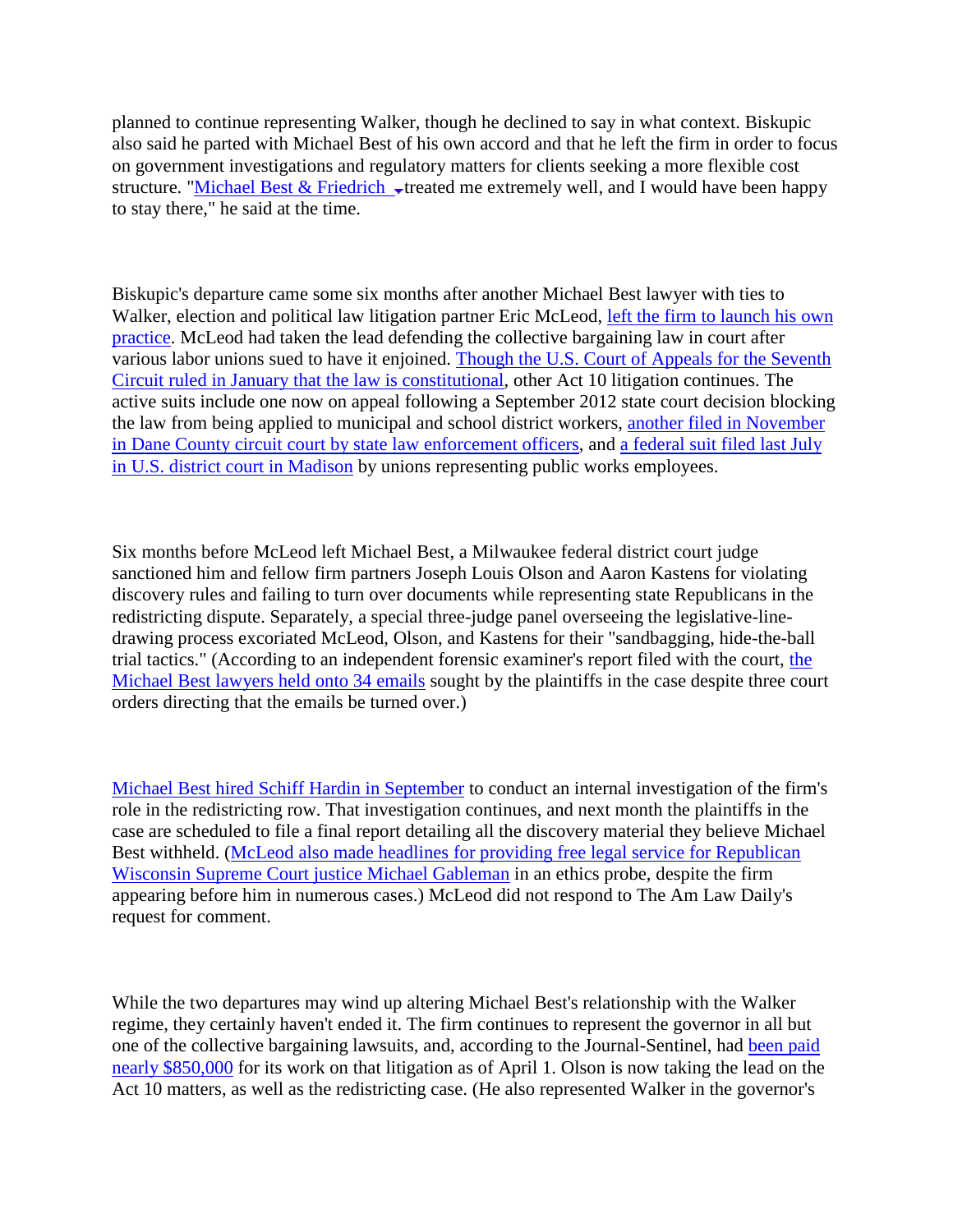planned to continue representing Walker, though he declined to say in what context. Biskupic also said he parted with Michael Best of his own accord and that he left the firm in order to focus on government investigations and regulatory matters for clients seeking a more flexible cost structure. "Michael Best & Friedrich treated me extremely well, and I would have been happy to stay there," he said at the time.

Biskupic's departure came some six months after another Michael Best lawyer with ties to Walker, election and political law litigation partner Eric McLeod, left the firm to launch his own practice. McLeod had taken the lead defending the collective bargaining law in court after various labor unions sued to have it enjoined. Though the U.S. Court of Appeals for the Seventh Circuit ruled in January that the law is constitutional, other Act 10 litigation continues. The active suits include one now on appeal following a September 2012 state court decision blocking the law from being applied to municipal and school district workers, another filed in November in Dane County circuit court by state law enforcement officers, and a federal suit filed last July in U.S. district court in Madison by unions representing public works employees.

Six months before McLeod left Michael Best, a Milwaukee federal district court judge sanctioned him and fellow firm partners Joseph Louis Olson and Aaron Kastens for violating discovery rules and failing to turn over documents while representing state Republicans in the redistricting dispute. Separately, a special three-judge panel overseeing the legislative-line-drawing process excoriated McLeod, Olson, and Kastens for their "sandbagging, hide-the-ball trial tactics." (According to an independent forensic examiner's report filed with the court, the Michael Best lawyers held onto 34 emails sought by the plaintiffs in the case despite three court orders directing that the emails be turned over.)

Michael Best hired Schiff Hardin in September to conduct an internal investigation of the firm's role in the redistricting row. That investigation continues, and next month the plaintiffs in the case are scheduled to file a final report detailing all the discovery material they believe Michael Best withheld. (McLeod also made headlines for providing free legal service for Republican Wisconsin Supreme Court justice Michael Gableman in an ethics probe, despite the firm appearing before him in numerous cases.) McLeod did not respond to The Am Law Daily's request for comment.

While the two departures may wind up altering Michael Best's relationship with the Walker regime, they certainly haven't ended it. The firm continues to represent the governor in all but one of the collective bargaining lawsuits, and, according to the Journal-Sentinel, had been paid nearly $850,000 for its work on that litigation as of April 1. Olson is now taking the lead on the Act 10 matters, as well as the redistricting case. (He also represented Walker in the governor's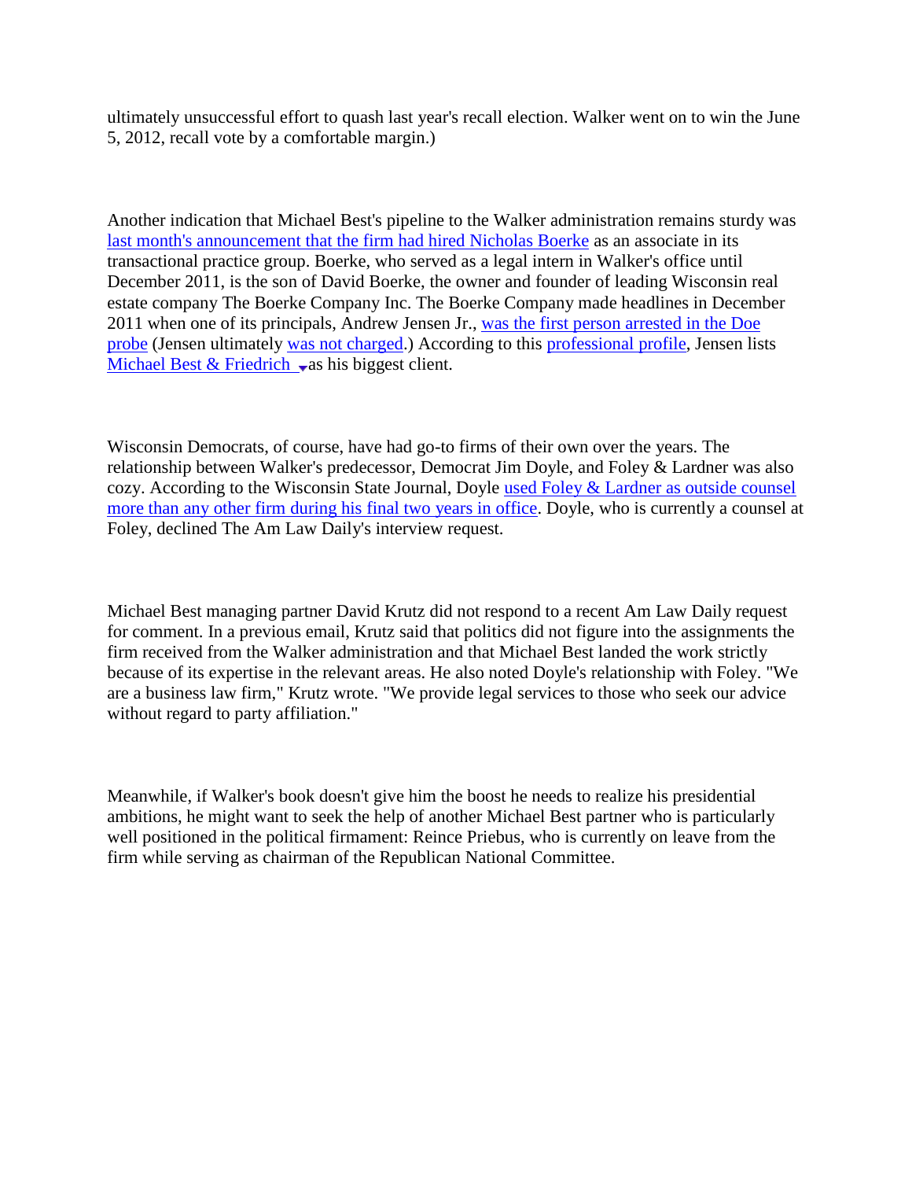ultimately unsuccessful effort to quash last year's recall election. Walker went on to win the June 5, 2012, recall vote by a comfortable margin.)

Another indication that Michael Best's pipeline to the Walker administration remains sturdy was last month's announcement that the firm had hired Nicholas Boerke as an associate in its transactional practice group. Boerke, who served as a legal intern in Walker's office until December 2011, is the son of David Boerke, the owner and founder of leading Wisconsin real estate company The Boerke Company Inc. The Boerke Company made headlines in December 2011 when one of its principals, Andrew Jensen Jr., was the first person arrested in the Doe probe (Jensen ultimately was not charged.) According to this professional profile, Jensen lists Michael Best & Friedrich as his biggest client.

Wisconsin Democrats, of course, have had go-to firms of their own over the years. The relationship between Walker's predecessor, Democrat Jim Doyle, and Foley & Lardner was also cozy. According to the Wisconsin State Journal, Doyle used Foley & Lardner as outside counsel more than any other firm during his final two years in office. Doyle, who is currently a counsel at Foley, declined The Am Law Daily's interview request.

Michael Best managing partner David Krutz did not respond to a recent Am Law Daily request for comment. In a previous email, Krutz said that politics did not figure into the assignments the firm received from the Walker administration and that Michael Best landed the work strictly because of its expertise in the relevant areas. He also noted Doyle's relationship with Foley. "We are a business law firm," Krutz wrote. "We provide legal services to those who seek our advice without regard to party affiliation."

Meanwhile, if Walker's book doesn't give him the boost he needs to realize his presidential ambitions, he might want to seek the help of another Michael Best partner who is particularly well positioned in the political firmament: Reince Priebus, who is currently on leave from the firm while serving as chairman of the Republican National Committee.